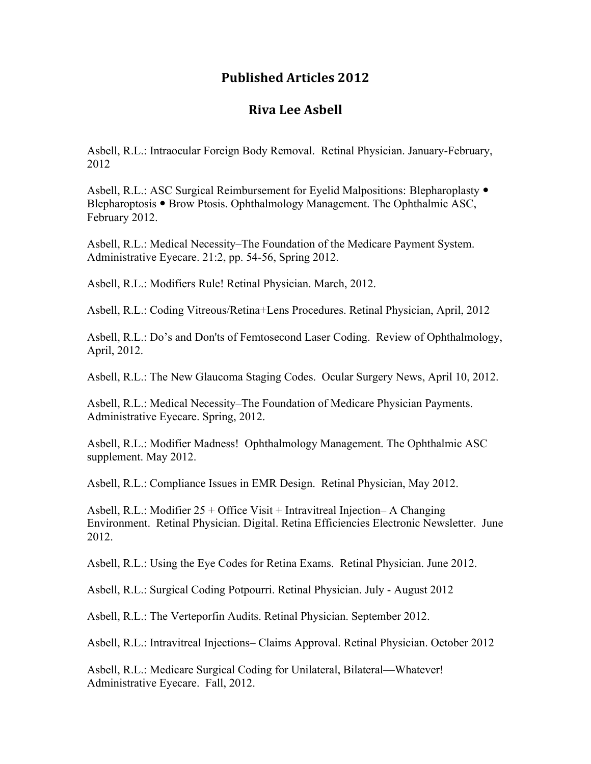# Published Articles 2012

## Riva Lee Asbell

Asbell, R.L.: Intraocular Foreign Body Removal. Retinal Physician. January-February, 2012

Asbell, R.L.: ASC Surgical Reimbursement for Eyelid Malpositions: Blepharoplasty • Blepharoptosis • Brow Ptosis. Ophthalmology Management. The Ophthalmic ASC, February 2012.

Asbell, R.L.: Medical Necessity–The Foundation of the Medicare Payment System. Administrative Eyecare. 21:2, pp. 54-56, Spring 2012.

Asbell, R.L.: Modifiers Rule! Retinal Physician. March, 2012.

Asbell, R.L.: Coding Vitreous/Retina+Lens Procedures. Retinal Physician, April, 2012

Asbell, R.L.: Do's and Don'ts of Femtosecond Laser Coding. Review of Ophthalmology, April, 2012.

Asbell, R.L.: The New Glaucoma Staging Codes. Ocular Surgery News, April 10, 2012.

Asbell, R.L.: Medical Necessity–The Foundation of Medicare Physician Payments. Administrative Eyecare. Spring, 2012.

Asbell, R.L.: Modifier Madness! Ophthalmology Management. The Ophthalmic ASC supplement. May 2012.

Asbell, R.L.: Compliance Issues in EMR Design. Retinal Physician, May 2012.

Asbell, R.L.: Modifier 25 + Office Visit + Intravitreal Injection– A Changing Environment. Retinal Physician. Digital. Retina Efficiencies Electronic Newsletter. June 2012.

Asbell, R.L.: Using the Eye Codes for Retina Exams. Retinal Physician. June 2012.

Asbell, R.L.: Surgical Coding Potpourri. Retinal Physician. July - August 2012

Asbell, R.L.: The Verteporfin Audits. Retinal Physician. September 2012.

Asbell, R.L.: Intravitreal Injections– Claims Approval. Retinal Physician. October 2012

Asbell, R.L.: Medicare Surgical Coding for Unilateral, Bilateral—Whatever! Administrative Eyecare. Fall, 2012.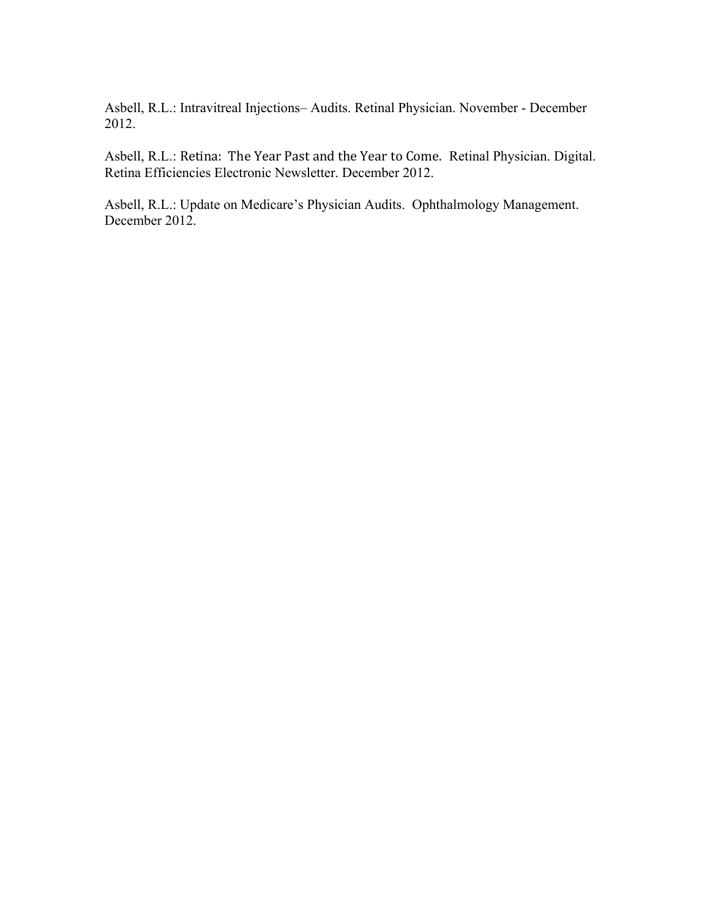Asbell, R.L.: Intravitreal Injections– Audits. Retinal Physician. November - December 2012.

Asbell, R.L.: Retina: The Year Past and the Year to Come. Retinal Physician. Digital. Retina Efficiencies Electronic Newsletter. December 2012.

Asbell, R.L.: Update on Medicare's Physician Audits. Ophthalmology Management. December 2012.